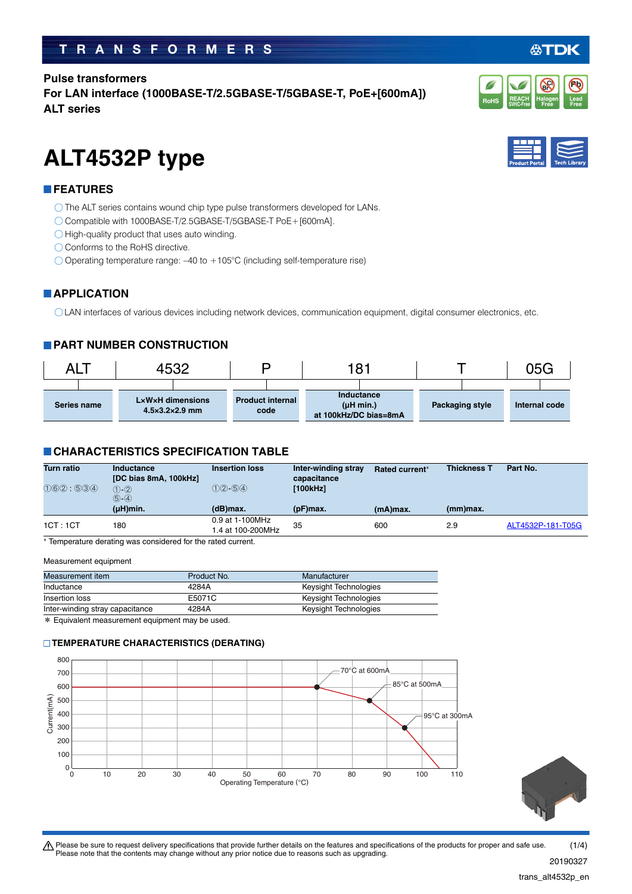# TRANSFORMERS

**Pulse transformers**
**For LAN interface (1000BASE-T/2.5GBASE-T/5GBASE-T, PoE+[600mA])**
**ALT series**

# ALT4532P type

## FEATURES

- The ALT series contains wound chip type pulse transformers developed for LANs.
- Compatible with 1000BASE-T/2.5GBASE-T/5GBASE-T PoE+[600mA].
- High-quality product that uses auto winding.
- Conforms to the RoHS directive.
- Operating temperature range: –40 to +105°C (including self-temperature rise)

## APPLICATION

- LAN interfaces of various devices including network devices, communication equipment, digital consumer electronics, etc.

## PART NUMBER CONSTRUCTION

| ALT | 4532 | P | 181 | T | 05G |
|---|---|---|---|---|---|
| Series name | L×W×H dimensions 4.5×3.2×2.9 mm | Product internal code | Inductance (μH min.) at 100kHz/DC bias=8mA | Packaging style | Internal code |

## CHARACTERISTICS SPECIFICATION TABLE

| Turn ratio ①⑥②:⑤③④ | Inductance [DC bias 8mA, 100kHz] ①-② ⑤-④ (μH)min. | Insertion loss ①②-⑤④ (dB)max. | Inter-winding stray capacitance [100kHz] (pF)max. | Rated current* (mA)max. | Thickness T (mm)max. | Part No. |
|---|---|---|---|---|---|---|
| 1CT : 1CT | 180 | 0.9 at 1-100MHz<br>1.4 at 100-200MHz | 35 | 600 | 2.9 | ALT4532P-181-T05G |

* Temperature derating was considered for the rated current.

Measurement equipment

| Measurement item | Product No. | Manufacturer |
|---|---|---|
| Inductance | 4284A | Keysight Technologies |
| Insertion loss | E5071C | Keysight Technologies |
| Inter-winding stray capacitance | 4284A | Keysight Technologies |

* Equivalent measurement equipment may be used.

### TEMPERATURE CHARACTERISTICS (DERATING)

Current(mA) vs Operating Temperature (°C): 70°C at 600mA; 85°C at 500mA; 95°C at 300mA

⚠ Please be sure to request delivery specifications that provide further details on the features and specifications of the products for proper and safe use.
Please note that the contents may change without any prior notice due to reasons such as upgrading.

20190327
trans_alt4532p_en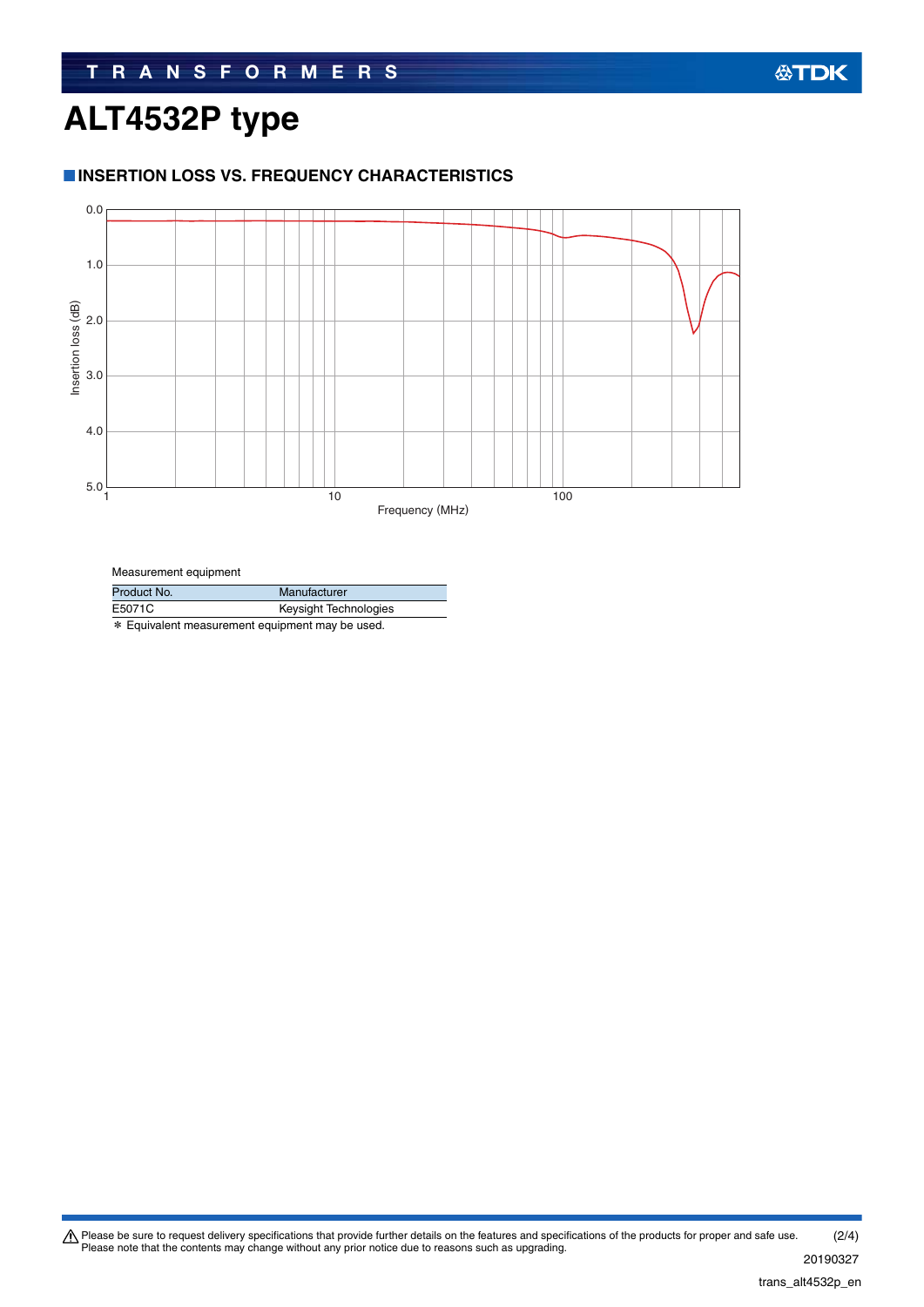# ALT4532P type

## INSERTION LOSS VS. FREQUENCY CHARACTERISTICS

Measurement equipment

| Product No. | Manufacturer |
|---|---|
| E5071C | Keysight Technologies |

* Equivalent measurement equipment may be used.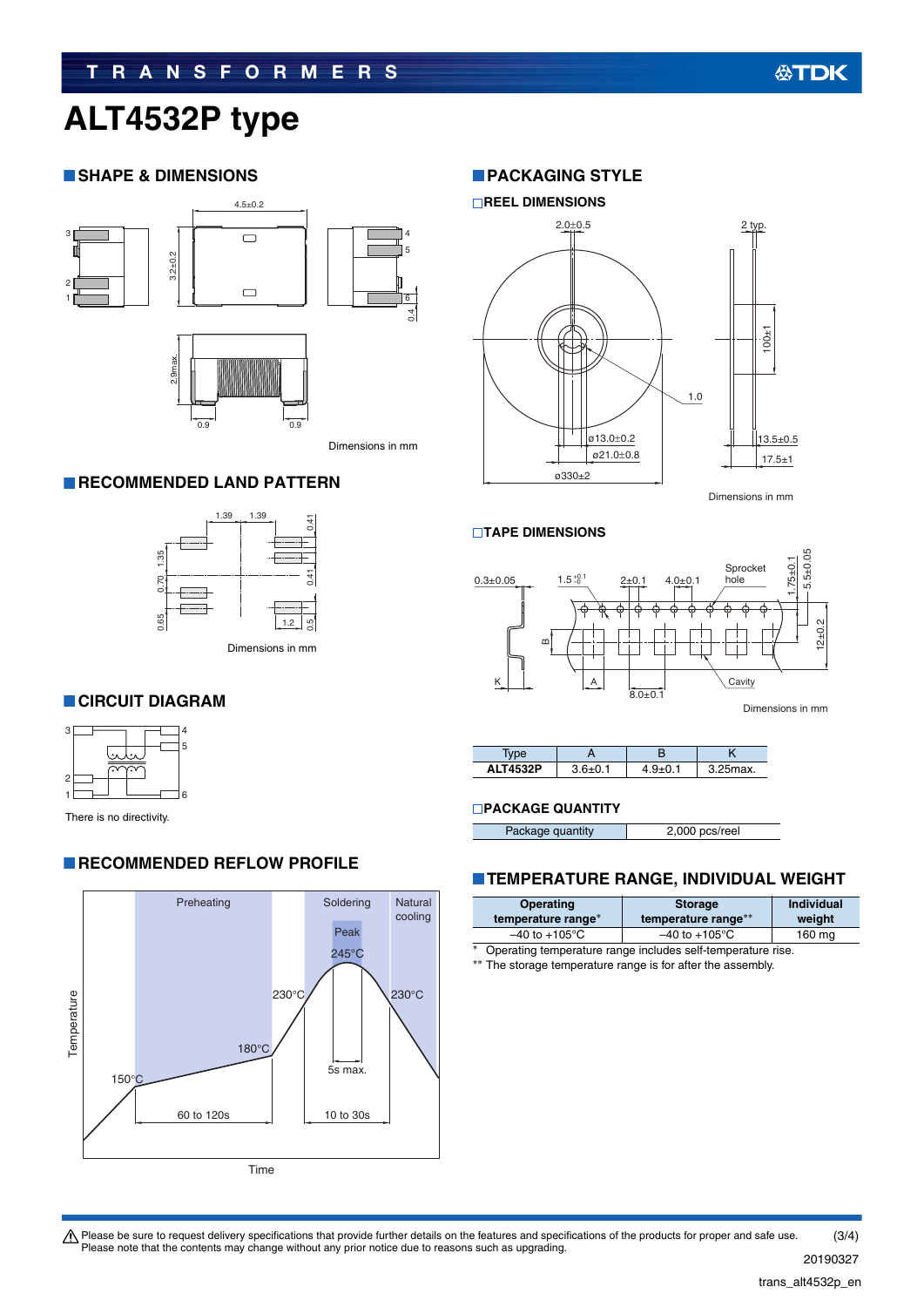# ALT4532P type

## SHAPE & DIMENSIONS

Dimensions in mm

## RECOMMENDED LAND PATTERN

Dimensions in mm

## CIRCUIT DIAGRAM

There is no directivity.

## RECOMMENDED REFLOW PROFILE

## PACKAGING STYLE

### REEL DIMENSIONS

Dimensions in mm

### TAPE DIMENSIONS

Dimensions in mm

| Type | A | B | K |
|---|---|---|---|
| **ALT4532P** | 3.6±0.1 | 4.9±0.1 | 3.25max. |

### PACKAGE QUANTITY

| Package quantity | 2,000 pcs/reel |
|---|---|

## TEMPERATURE RANGE, INDIVIDUAL WEIGHT

| Operating temperature range* | Storage temperature range** | Individual weight |
|---|---|---|
| –40 to +105°C | –40 to +105°C | 160 mg |

\* Operating temperature range includes self-temperature rise.
** The storage temperature range is for after the assembly.

⚠ Please be sure to request delivery specifications that provide further details on the features and specifications of the products for proper and safe use.
Please note that the contents may change without any prior notice due to reasons such as upgrading.

20190327

trans_alt4532p_en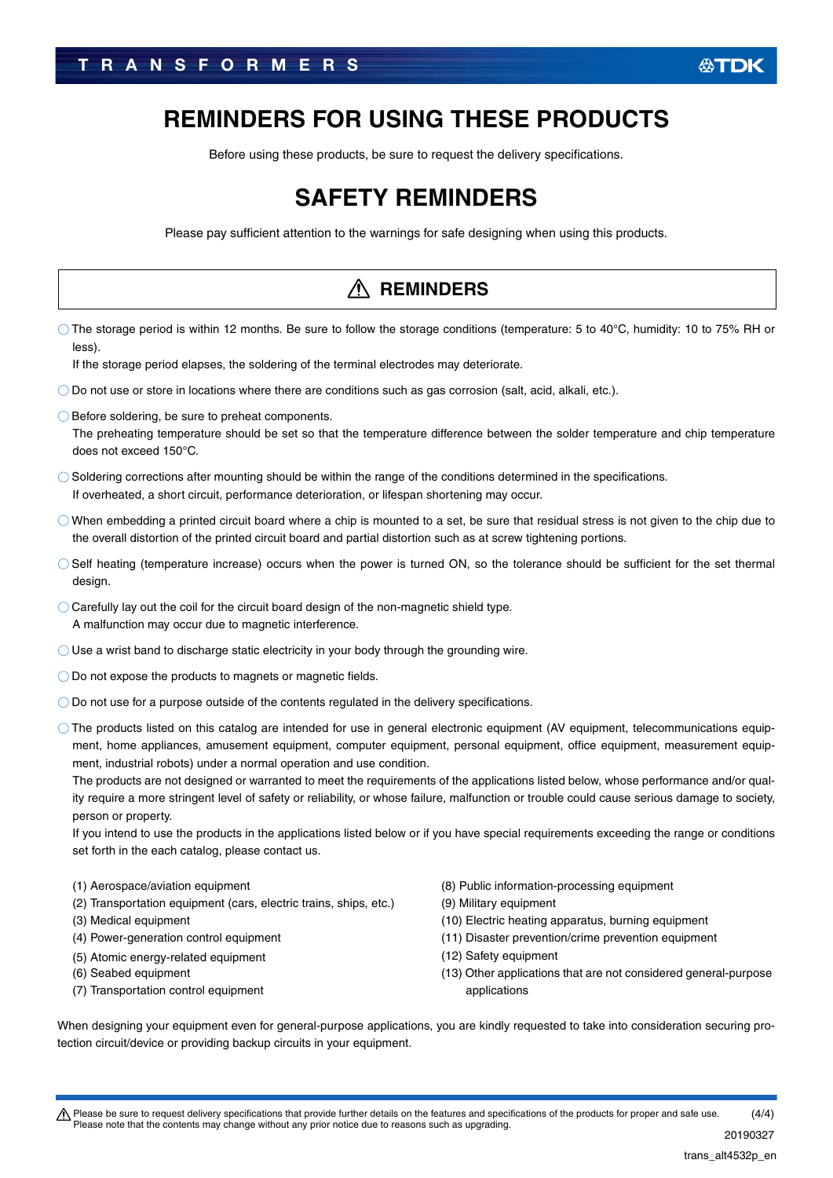# REMINDERS FOR USING THESE PRODUCTS

Before using these products, be sure to request the delivery specifications.

# SAFETY REMINDERS

Please pay sufficient attention to the warnings for safe designing when using this products.

## ⚠ REMINDERS

- ○ The storage period is within 12 months. Be sure to follow the storage conditions (temperature: 5 to 40°C, humidity: 10 to 75% RH or less).
  If the storage period elapses, the soldering of the terminal electrodes may deteriorate.
- ○ Do not use or store in locations where there are conditions such as gas corrosion (salt, acid, alkali, etc.).
- ○ Before soldering, be sure to preheat components.
  The preheating temperature should be set so that the temperature difference between the solder temperature and chip temperature does not exceed 150°C.
- ○ Soldering corrections after mounting should be within the range of the conditions determined in the specifications.
  If overheated, a short circuit, performance deterioration, or lifespan shortening may occur.
- ○ When embedding a printed circuit board where a chip is mounted to a set, be sure that residual stress is not given to the chip due to the overall distortion of the printed circuit board and partial distortion such as at screw tightening portions.
- ○ Self heating (temperature increase) occurs when the power is turned ON, so the tolerance should be sufficient for the set thermal design.
- ○ Carefully lay out the coil for the circuit board design of the non-magnetic shield type.
  A malfunction may occur due to magnetic interference.
- ○ Use a wrist band to discharge static electricity in your body through the grounding wire.
- ○ Do not expose the products to magnets or magnetic fields.
- ○ Do not use for a purpose outside of the contents regulated in the delivery specifications.
- ○ The products listed on this catalog are intended for use in general electronic equipment (AV equipment, telecommunications equipment, home appliances, amusement equipment, computer equipment, personal equipment, office equipment, measurement equipment, industrial robots) under a normal operation and use condition.
  The products are not designed or warranted to meet the requirements of the applications listed below, whose performance and/or quality require a more stringent level of safety or reliability, or whose failure, malfunction or trouble could cause serious damage to society, person or property.
  If you intend to use the products in the applications listed below or if you have special requirements exceeding the range or conditions set forth in the each catalog, please contact us.

(1) Aerospace/aviation equipment
(2) Transportation equipment (cars, electric trains, ships, etc.)
(3) Medical equipment
(4) Power-generation control equipment
(5) Atomic energy-related equipment
(6) Seabed equipment
(7) Transportation control equipment
(8) Public information-processing equipment
(9) Military equipment
(10) Electric heating apparatus, burning equipment
(11) Disaster prevention/crime prevention equipment
(12) Safety equipment
(13) Other applications that are not considered general-purpose applications

When designing your equipment even for general-purpose applications, you are kindly requested to take into consideration securing protection circuit/device or providing backup circuits in your equipment.

⚠ Please be sure to request delivery specifications that provide further details on the features and specifications of the products for proper and safe use.
Please note that the contents may change without any prior notice due to reasons such as upgrading.

20190327

trans_alt4532p_en